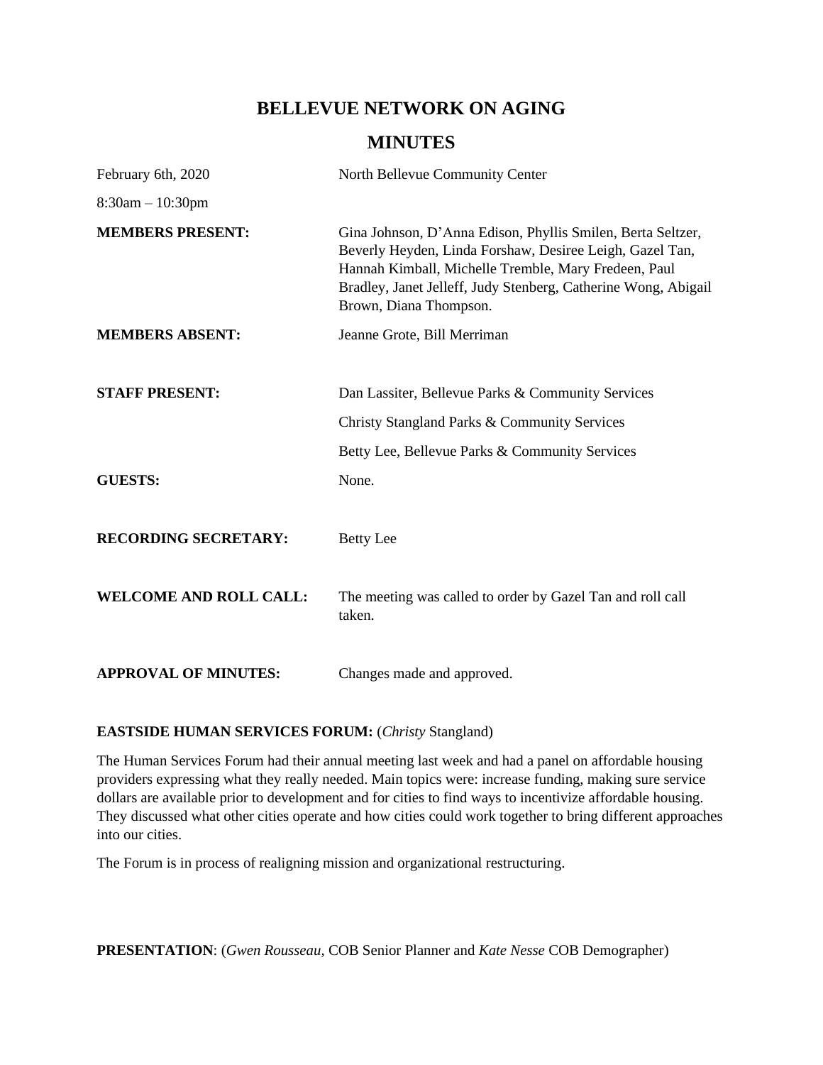# BELLEVUE NETWORK ON AGING

## MINUTES

| | |
|---|---|
| February 6th, 2020 | North Bellevue Community Center |
| 8:30am – 10:30pm | |
| **MEMBERS PRESENT:** | Gina Johnson, D'Anna Edison, Phyllis Smilen, Berta Seltzer, Beverly Heyden, Linda Forshaw, Desiree Leigh, Gazel Tan, Hannah Kimball, Michelle Tremble, Mary Fredeen, Paul Bradley, Janet Jelleff, Judy Stenberg, Catherine Wong, Abigail Brown, Diana Thompson. |
| **MEMBERS ABSENT:** | Jeanne Grote, Bill Merriman |
| **STAFF PRESENT:** | Dan Lassiter, Bellevue Parks & Community Services<br>Christy Stangland Parks & Community Services<br>Betty Lee, Bellevue Parks & Community Services |
| **GUESTS:** | None. |
| **RECORDING SECRETARY:** | Betty Lee |
| **WELCOME AND ROLL CALL:** | The meeting was called to order by Gazel Tan and roll call taken. |
| **APPROVAL OF MINUTES:** | Changes made and approved. |

**EASTSIDE HUMAN SERVICES FORUM:** (*Christy* Stangland)

The Human Services Forum had their annual meeting last week and had a panel on affordable housing providers expressing what they really needed. Main topics were: increase funding, making sure service dollars are available prior to development and for cities to find ways to incentivize affordable housing. They discussed what other cities operate and how cities could work together to bring different approaches into our cities.

The Forum is in process of realigning mission and organizational restructuring.

**PRESENTATION**: (*Gwen Rousseau,* COB Senior Planner and *Kate Nesse* COB Demographer)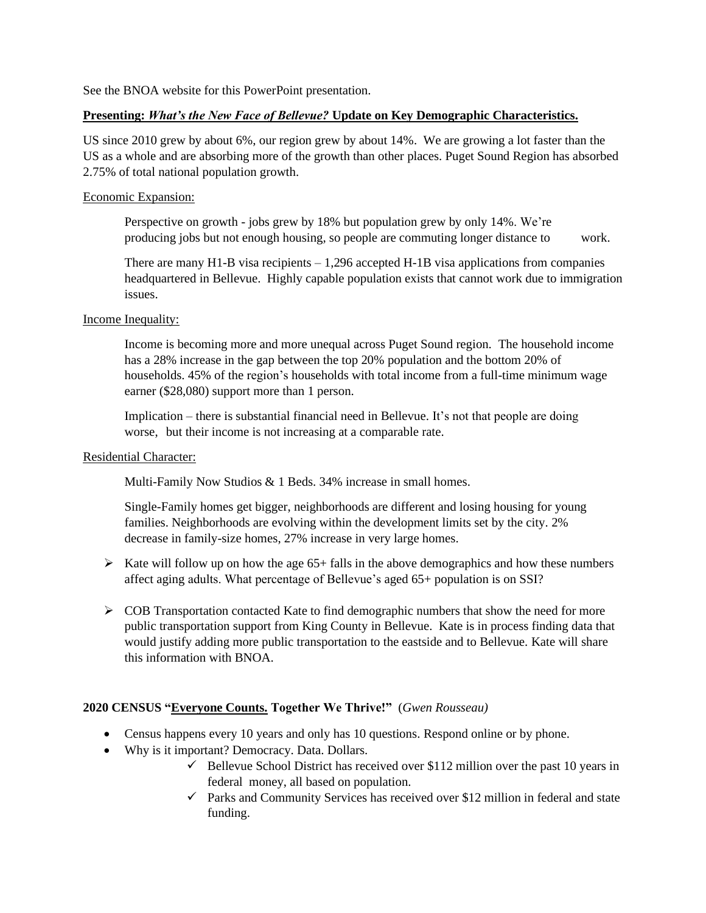See the BNOA website for this PowerPoint presentation.

**Presenting: *What's the New Face of Bellevue?* Update on Key Demographic Characteristics.**

US since 2010 grew by about 6%, our region grew by about 14%. We are growing a lot faster than the US as a whole and are absorbing more of the growth than other places. Puget Sound Region has absorbed 2.75% of total national population growth.

Economic Expansion:

Perspective on growth - jobs grew by 18% but population grew by only 14%. We're producing jobs but not enough housing, so people are commuting longer distance to work.

There are many H1-B visa recipients – 1,296 accepted H-1B visa applications from companies headquartered in Bellevue. Highly capable population exists that cannot work due to immigration issues.

Income Inequality:

Income is becoming more and more unequal across Puget Sound region. The household income has a 28% increase in the gap between the top 20% population and the bottom 20% of households. 45% of the region's households with total income from a full-time minimum wage earner ($28,080) support more than 1 person.

Implication – there is substantial financial need in Bellevue. It's not that people are doing worse, but their income is not increasing at a comparable rate.

Residential Character:

Multi-Family Now Studios & 1 Beds. 34% increase in small homes.

Single-Family homes get bigger, neighborhoods are different and losing housing for young families. Neighborhoods are evolving within the development limits set by the city. 2% decrease in family-size homes, 27% increase in very large homes.

- Kate will follow up on how the age 65+ falls in the above demographics and how these numbers affect aging adults. What percentage of Bellevue's aged 65+ population is on SSI?

- COB Transportation contacted Kate to find demographic numbers that show the need for more public transportation support from King County in Bellevue. Kate is in process finding data that would justify adding more public transportation to the eastside and to Bellevue. Kate will share this information with BNOA.

**2020 CENSUS "Everyone Counts. Together We Thrive!"** (*Gwen Rousseau)*

- Census happens every 10 years and only has 10 questions. Respond online or by phone.
- Why is it important? Democracy. Data. Dollars.
  - ✓ Bellevue School District has received over $112 million over the past 10 years in federal money, all based on population.
  - ✓ Parks and Community Services has received over $12 million in federal and state funding.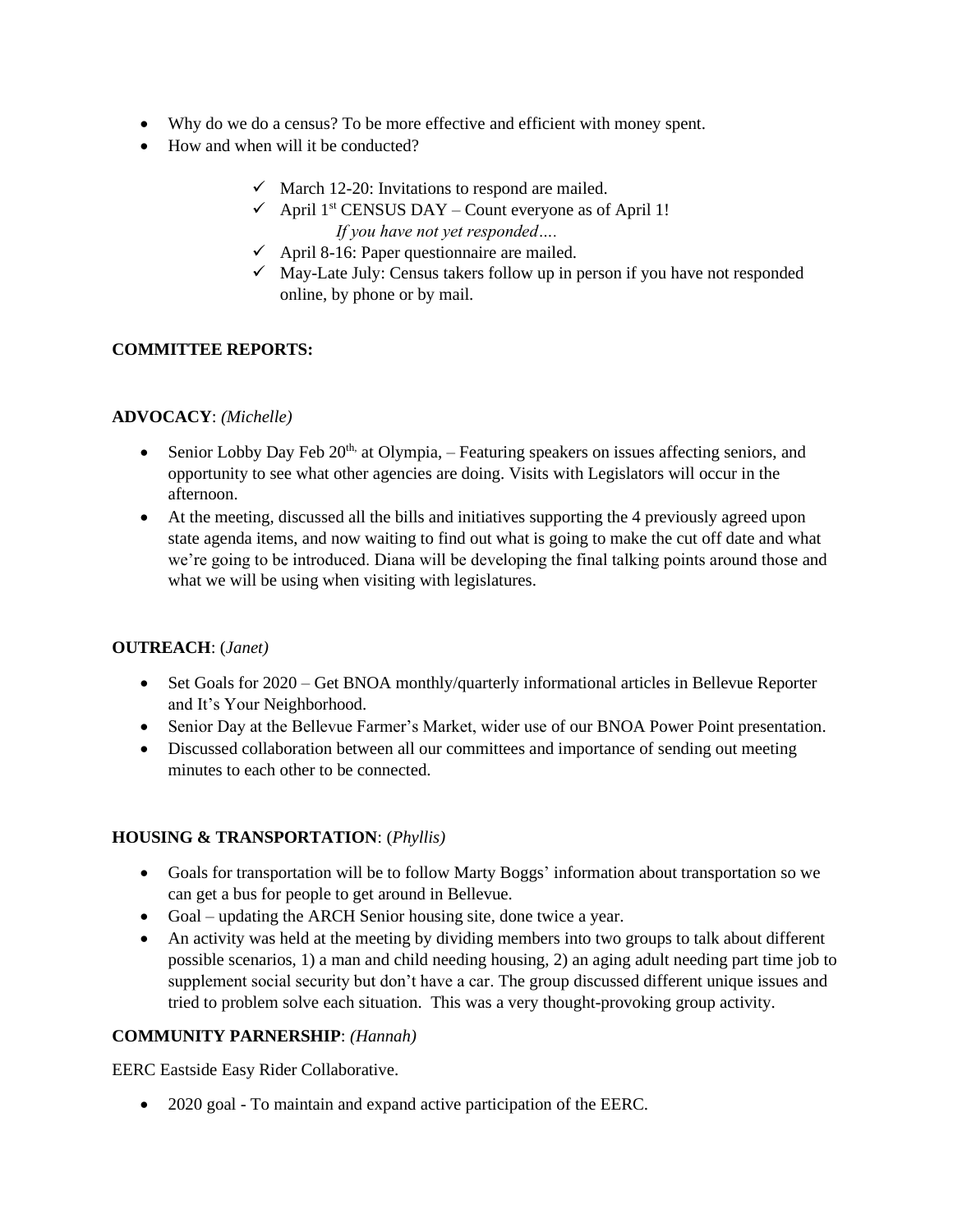- Why do we do a census? To be more effective and efficient with money spent.
- How and when will it be conducted?

  - ✓ March 12-20: Invitations to respond are mailed.
  - ✓ April 1st CENSUS DAY – Count everyone as of April 1!
    *If you have not yet responded….*
  - ✓ April 8-16: Paper questionnaire are mailed.
  - ✓ May-Late July: Census takers follow up in person if you have not responded online, by phone or by mail.

**COMMITTEE REPORTS:**

**ADVOCACY**: *(Michelle)*

- Senior Lobby Day Feb 20th, at Olympia, – Featuring speakers on issues affecting seniors, and opportunity to see what other agencies are doing. Visits with Legislators will occur in the afternoon.
- At the meeting, discussed all the bills and initiatives supporting the 4 previously agreed upon state agenda items, and now waiting to find out what is going to make the cut off date and what we're going to be introduced. Diana will be developing the final talking points around those and what we will be using when visiting with legislatures.

**OUTREACH**: (*Janet)*

- Set Goals for 2020 – Get BNOA monthly/quarterly informational articles in Bellevue Reporter and It's Your Neighborhood.
- Senior Day at the Bellevue Farmer's Market, wider use of our BNOA Power Point presentation.
- Discussed collaboration between all our committees and importance of sending out meeting minutes to each other to be connected.

**HOUSING & TRANSPORTATION**: (*Phyllis)*

- Goals for transportation will be to follow Marty Boggs' information about transportation so we can get a bus for people to get around in Bellevue.
- Goal – updating the ARCH Senior housing site, done twice a year.
- An activity was held at the meeting by dividing members into two groups to talk about different possible scenarios, 1) a man and child needing housing, 2) an aging adult needing part time job to supplement social security but don't have a car. The group discussed different unique issues and tried to problem solve each situation. This was a very thought-provoking group activity.

**COMMUNITY PARNERSHIP**: *(Hannah)*

EERC Eastside Easy Rider Collaborative.

- 2020 goal - To maintain and expand active participation of the EERC.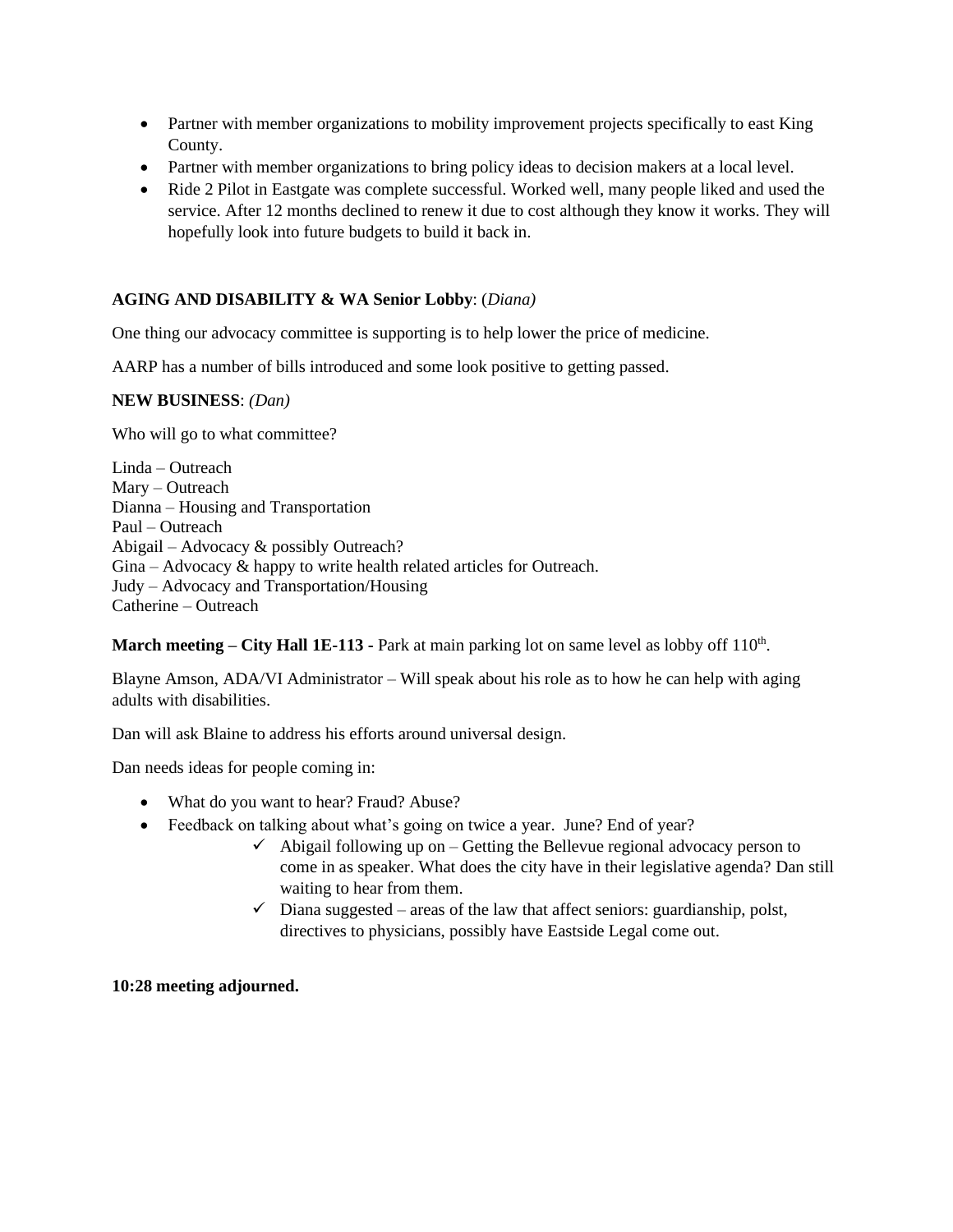- Partner with member organizations to mobility improvement projects specifically to east King County.
- Partner with member organizations to bring policy ideas to decision makers at a local level.
- Ride 2 Pilot in Eastgate was complete successful. Worked well, many people liked and used the service. After 12 months declined to renew it due to cost although they know it works. They will hopefully look into future budgets to build it back in.

**AGING AND DISABILITY & WA Senior Lobby**: (*Diana)*

One thing our advocacy committee is supporting is to help lower the price of medicine.

AARP has a number of bills introduced and some look positive to getting passed.

**NEW BUSINESS**: *(Dan)*

Who will go to what committee?

Linda – Outreach
Mary – Outreach
Dianna – Housing and Transportation
Paul – Outreach
Abigail – Advocacy & possibly Outreach?
Gina – Advocacy & happy to write health related articles for Outreach.
Judy – Advocacy and Transportation/Housing
Catherine – Outreach

**March meeting – City Hall 1E-113 -** Park at main parking lot on same level as lobby off 110th.

Blayne Amson, ADA/VI Administrator – Will speak about his role as to how he can help with aging adults with disabilities.

Dan will ask Blaine to address his efforts around universal design.

Dan needs ideas for people coming in:

- What do you want to hear? Fraud? Abuse?
- Feedback on talking about what's going on twice a year. June? End of year?
  - ✓ Abigail following up on – Getting the Bellevue regional advocacy person to come in as speaker. What does the city have in their legislative agenda? Dan still waiting to hear from them.
  - ✓ Diana suggested – areas of the law that affect seniors: guardianship, polst, directives to physicians, possibly have Eastside Legal come out.

**10:28 meeting adjourned.**